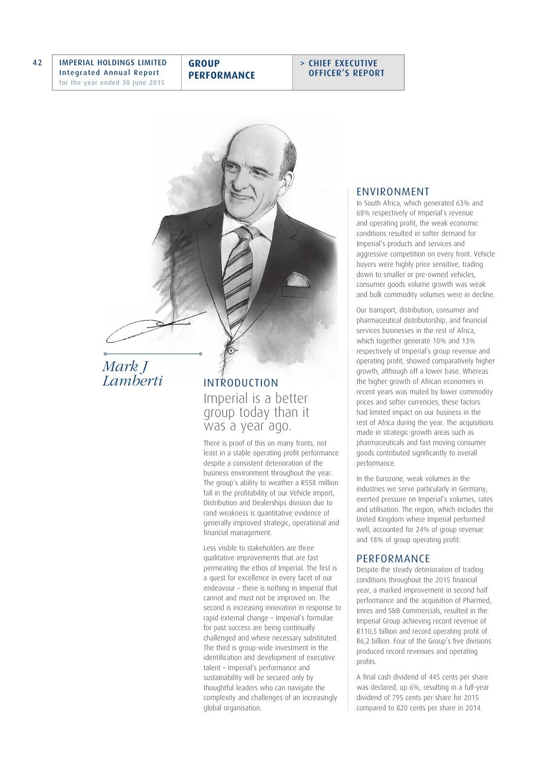*Mark J Lamberti*

## INTRODUCTION

### Imperial is a better group today than it was a year ago.

There is proof of this on many fronts, not least in a stable operating profit performance despite a consistent deterioration of the business environment throughout the year. The group's ability to weather a R558 million fall in the profitability of our Vehicle Import, Distribution and Dealerships division due to rand weakness is quantitative evidence of generally improved strategic, operational and financial management.

Less visible to stakeholders are three qualitative improvements that are fast permeating the ethos of Imperial. The first is a quest for excellence in every facet of our endeavour – there is nothing in Imperial that cannot and must not be improved on. The second is increasing innovation in response to rapid external change – Imperial's formulae for past success are being continually challenged and where necessary substituted. The third is group-wide investment in the identification and development of executive talent – Imperial's performance and sustainability will be secured only by thoughtful leaders who can navigate the complexity and challenges of an increasingly global organisation.

## ENVIRONMENT

In South Africa, which generated 63% and 68% respectively of Imperial's revenue and operating profit, the weak economic conditions resulted in softer demand for Imperial's products and services and aggressive competition on every front. Vehicle buyers were highly price sensitive, trading down to smaller or pre-owned vehicles, consumer goods volume growth was weak and bulk commodity volumes were in decline.

Our transport, distribution, consumer and pharmaceutical distributorship, and financial services businesses in the rest of Africa, which together generate 10% and 13% respectively of Imperial's group revenue and operating profit, showed comparatively higher growth, although off a lower base. Whereas the higher growth of African economies in recent years was muted by lower commodity prices and softer currencies, these factors had limited impact on our business in the rest of Africa during the year. The acquisitions made in strategic growth areas such as pharmaceuticals and fast moving consumer goods contributed significantly to overall performance.

In the Eurozone, weak volumes in the industries we serve particularly in Germany, exerted pressure on Imperial's volumes, rates and utilisation. The region, which includes the United Kingdom where Imperial performed well, accounted for 24% of group revenue and 18% of group operating profit.

## PERFORMANCE

Despite the steady deterioration of trading conditions throughout the 2015 financial year, a marked improvement in second half performance and the acquisition of Pharmed, Imres and S&B Commercials, resulted in the Imperial Group achieving record revenue of R110,5 billion and record operating profit of R6,2 billion. Four of the Group's five divisions produced record revenues and operating profits.

A final cash dividend of 445 cents per share was declared, up 6%, resulting in a full-year dividend of 795 cents per share for 2015 compared to 820 cents per share in 2014.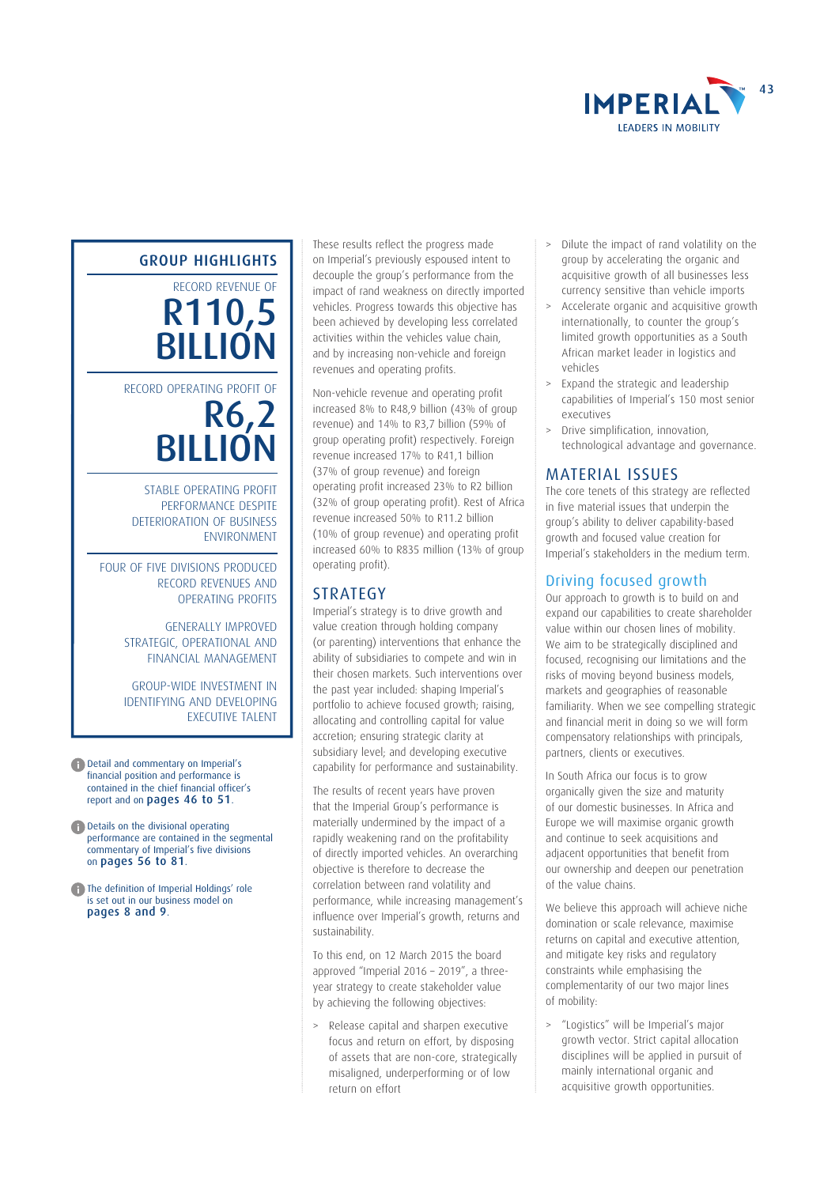## GROUP HIGHLIGHTS

RECORD REVENUE OF

**R110,5 BILLION**

RECORD OPERATING PROFIT OF

**R6,2 BILLION**

STABLE OPERATING PROFIT PERFORMANCE DESPITE DETERIORATION OF BUSINESS ENVIRONMENT

FOUR OF FIVE DIVISIONS PRODUCED RECORD REVENUES AND OPERATING PROFITS

GENERALLY IMPROVED STRATEGIC, OPERATIONAL AND FINANCIAL MANAGEMENT

GROUP-WIDE INVESTMENT IN IDENTIFYING AND DEVELOPING EXECUTIVE TALENT

Detail and commentary on Imperial's financial position and performance is contained in the chief financial officer's report and on **pages 46 to 51**.

Details on the divisional operating performance are contained in the segmental commentary of Imperial's five divisions on **pages 56 to 81**.

The definition of Imperial Holdings' role is set out in our business model on **pages 8 and 9**.

These results reflect the progress made on Imperial's previously espoused intent to decouple the group's performance from the impact of rand weakness on directly imported vehicles. Progress towards this objective has been achieved by developing less correlated activities within the vehicles value chain, and by increasing non-vehicle and foreign revenues and operating profits.

Non-vehicle revenue and operating profit increased 8% to R48,9 billion (43% of group revenue) and 14% to R3,7 billion (59% of group operating profit) respectively. Foreign revenue increased 17% to R41,1 billion (37% of group revenue) and foreign operating profit increased 23% to R2 billion (32% of group operating profit). Rest of Africa revenue increased 50% to R11.2 billion (10% of group revenue) and operating profit increased 60% to R835 million (13% of group operating profit).

## STRATEGY

Imperial's strategy is to drive growth and value creation through holding company (or parenting) interventions that enhance the ability of subsidiaries to compete and win in their chosen markets. Such interventions over the past year included: shaping Imperial's portfolio to achieve focused growth; raising, allocating and controlling capital for value accretion; ensuring strategic clarity at subsidiary level; and developing executive capability for performance and sustainability.

The results of recent years have proven that the Imperial Group's performance is materially undermined by the impact of a rapidly weakening rand on the profitability of directly imported vehicles. An overarching objective is therefore to decrease the correlation between rand volatility and performance, while increasing management's influence over Imperial's growth, returns and sustainability.

To this end, on 12 March 2015 the board approved "Imperial 2016 – 2019", a three-year strategy to create stakeholder value by achieving the following objectives:

- Release capital and sharpen executive focus and return on effort, by disposing of assets that are non-core, strategically misaligned, underperforming or of low return on effort
- Dilute the impact of rand volatility on the group by accelerating the organic and acquisitive growth of all businesses less currency sensitive than vehicle imports
- Accelerate organic and acquisitive growth internationally, to counter the group's limited growth opportunities as a South African market leader in logistics and vehicles
- Expand the strategic and leadership capabilities of Imperial's 150 most senior executives
- Drive simplification, innovation, technological advantage and governance.

## MATERIAL ISSUES

The core tenets of this strategy are reflected in five material issues that underpin the group's ability to deliver capability-based growth and focused value creation for Imperial's stakeholders in the medium term.

### Driving focused growth

Our approach to growth is to build on and expand our capabilities to create shareholder value within our chosen lines of mobility. We aim to be strategically disciplined and focused, recognising our limitations and the risks of moving beyond business models, markets and geographies of reasonable familiarity. When we see compelling strategic and financial merit in doing so we will form compensatory relationships with principals, partners, clients or executives.

In South Africa our focus is to grow organically given the size and maturity of our domestic businesses. In Africa and Europe we will maximise organic growth and continue to seek acquisitions and adjacent opportunities that benefit from our ownership and deepen our penetration of the value chains.

We believe this approach will achieve niche domination or scale relevance, maximise returns on capital and executive attention, and mitigate key risks and regulatory constraints while emphasising the complementarity of our two major lines of mobility:

- "Logistics" will be Imperial's major growth vector. Strict capital allocation disciplines will be applied in pursuit of mainly international organic and acquisitive growth opportunities.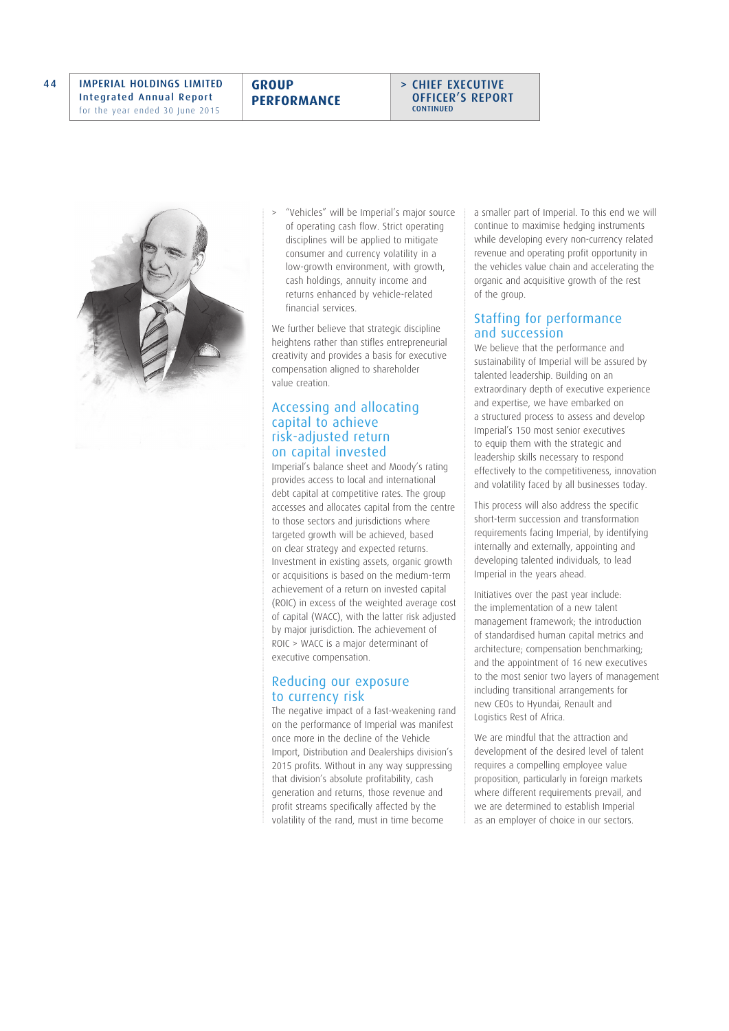- "Vehicles" will be Imperial's major source of operating cash flow. Strict operating disciplines will be applied to mitigate consumer and currency volatility in a low-growth environment, with growth, cash holdings, annuity income and returns enhanced by vehicle-related financial services.

We further believe that strategic discipline heightens rather than stifles entrepreneurial creativity and provides a basis for executive compensation aligned to shareholder value creation.

## Accessing and allocating capital to achieve risk-adjusted return on capital invested

Imperial's balance sheet and Moody's rating provides access to local and international debt capital at competitive rates. The group accesses and allocates capital from the centre to those sectors and jurisdictions where targeted growth will be achieved, based on clear strategy and expected returns. Investment in existing assets, organic growth or acquisitions is based on the medium-term achievement of a return on invested capital (ROIC) in excess of the weighted average cost of capital (WACC), with the latter risk adjusted by major jurisdiction. The achievement of ROIC > WACC is a major determinant of executive compensation.

## Reducing our exposure to currency risk

The negative impact of a fast-weakening rand on the performance of Imperial was manifest once more in the decline of the Vehicle Import, Distribution and Dealerships division's 2015 profits. Without in any way suppressing that division's absolute profitability, cash generation and returns, those revenue and profit streams specifically affected by the volatility of the rand, must in time become a smaller part of Imperial. To this end we will continue to maximise hedging instruments while developing every non-currency related revenue and operating profit opportunity in the vehicles value chain and accelerating the organic and acquisitive growth of the rest of the group.

## Staffing for performance and succession

We believe that the performance and sustainability of Imperial will be assured by talented leadership. Building on an extraordinary depth of executive experience and expertise, we have embarked on a structured process to assess and develop Imperial's 150 most senior executives to equip them with the strategic and leadership skills necessary to respond effectively to the competitiveness, innovation and volatility faced by all businesses today.

This process will also address the specific short-term succession and transformation requirements facing Imperial, by identifying internally and externally, appointing and developing talented individuals, to lead Imperial in the years ahead.

Initiatives over the past year include: the implementation of a new talent management framework; the introduction of standardised human capital metrics and architecture; compensation benchmarking; and the appointment of 16 new executives to the most senior two layers of management including transitional arrangements for new CEOs to Hyundai, Renault and Logistics Rest of Africa.

We are mindful that the attraction and development of the desired level of talent requires a compelling employee value proposition, particularly in foreign markets where different requirements prevail, and we are determined to establish Imperial as an employer of choice in our sectors.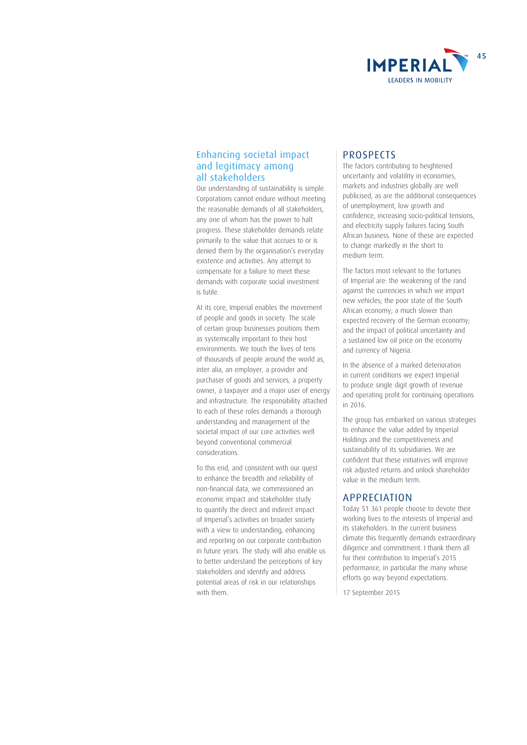## Enhancing societal impact and legitimacy among all stakeholders

Our understanding of sustainability is simple. Corporations cannot endure without meeting the reasonable demands of all stakeholders, any one of whom has the power to halt progress. These stakeholder demands relate primarily to the value that accrues to or is denied them by the organisation's everyday existence and activities. Any attempt to compensate for a failure to meet these demands with corporate social investment is futile.

At its core, Imperial enables the movement of people and goods in society. The scale of certain group businesses positions them as systemically important to their host environments. We touch the lives of tens of thousands of people around the world as, inter alia, an employer, a provider and purchaser of goods and services, a property owner, a taxpayer and a major user of energy and infrastructure. The responsibility attached to each of these roles demands a thorough understanding and management of the societal impact of our core activities well beyond conventional commercial considerations.

To this end, and consistent with our quest to enhance the breadth and reliability of non-financial data, we commissioned an economic impact and stakeholder study to quantify the direct and indirect impact of Imperial's activities on broader society with a view to understanding, enhancing and reporting on our corporate contribution in future years. The study will also enable us to better understand the perceptions of key stakeholders and identify and address potential areas of risk in our relationships with them.

## PROSPECTS

The factors contributing to heightened uncertainty and volatility in economies, markets and industries globally are well publicised, as are the additional consequences of unemployment, low growth and confidence, increasing socio-political tensions, and electricity supply failures facing South African business. None of these are expected to change markedly in the short to medium term.

The factors most relevant to the fortunes of Imperial are: the weakening of the rand against the currencies in which we import new vehicles; the poor state of the South African economy; a much slower than expected recovery of the German economy; and the impact of political uncertainty and a sustained low oil price on the economy and currency of Nigeria.

In the absence of a marked deterioration in current conditions we expect Imperial to produce single digit growth of revenue and operating profit for continuing operations in 2016.

The group has embarked on various strategies to enhance the value added by Imperial Holdings and the competitiveness and sustainability of its subsidiaries. We are confident that these initiatives will improve risk adjusted returns and unlock shareholder value in the medium term.

## APPRECIATION

Today 51 361 people choose to devote their working lives to the interests of Imperial and its stakeholders. In the current business climate this frequently demands extraordinary diligence and commitment. I thank them all for their contribution to Imperial's 2015 performance, in particular the many whose efforts go way beyond expectations.

17 September 2015